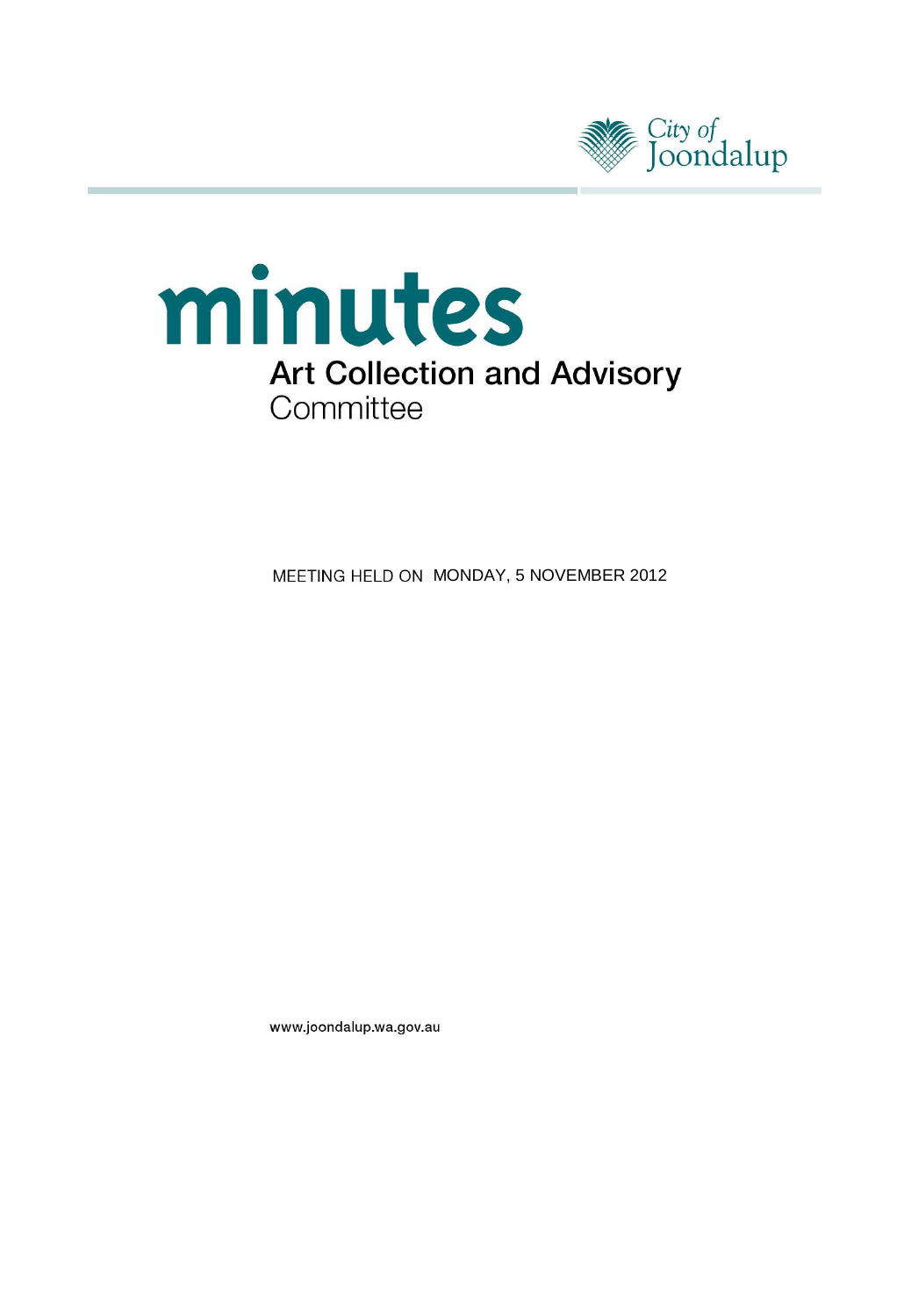City of Joondalup

# minutes

## Art Collection and Advisory Committee

MEETING HELD ON MONDAY, 5 NOVEMBER 2012

www.joondalup.wa.gov.au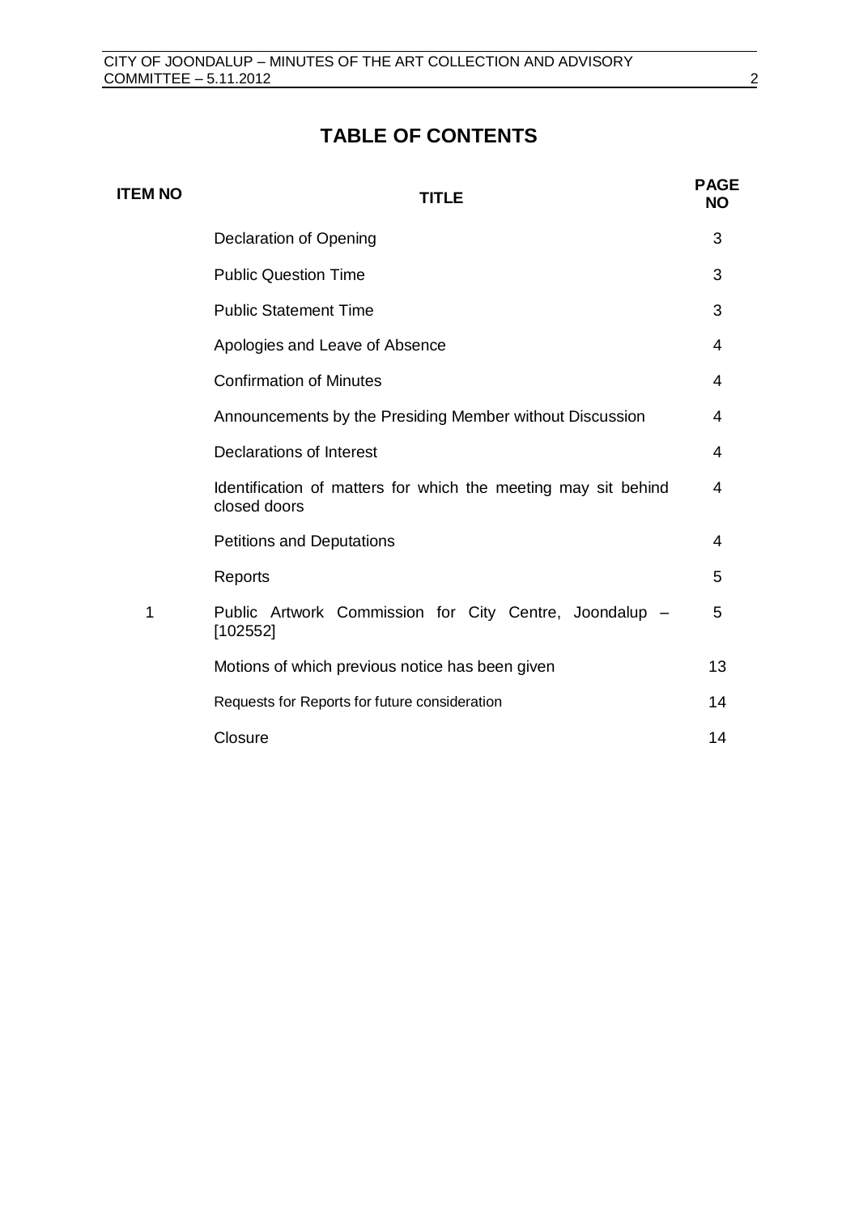# TABLE OF CONTENTS

| ITEM NO | TITLE | PAGE NO |
| --- | --- | --- |
| | Declaration of Opening | 3 |
| | Public Question Time | 3 |
| | Public Statement Time | 3 |
| | Apologies and Leave of Absence | 4 |
| | Confirmation of Minutes | 4 |
| | Announcements by the Presiding Member without Discussion | 4 |
| | Declarations of Interest | 4 |
| | Identification of matters for which the meeting may sit behind closed doors | 4 |
| | Petitions and Deputations | 4 |
| | Reports | 5 |
| 1 | Public Artwork Commission for City Centre, Joondalup – [102552] | 5 |
| | Motions of which previous notice has been given | 13 |
| | Requests for Reports for future consideration | 14 |
| | Closure | 14 |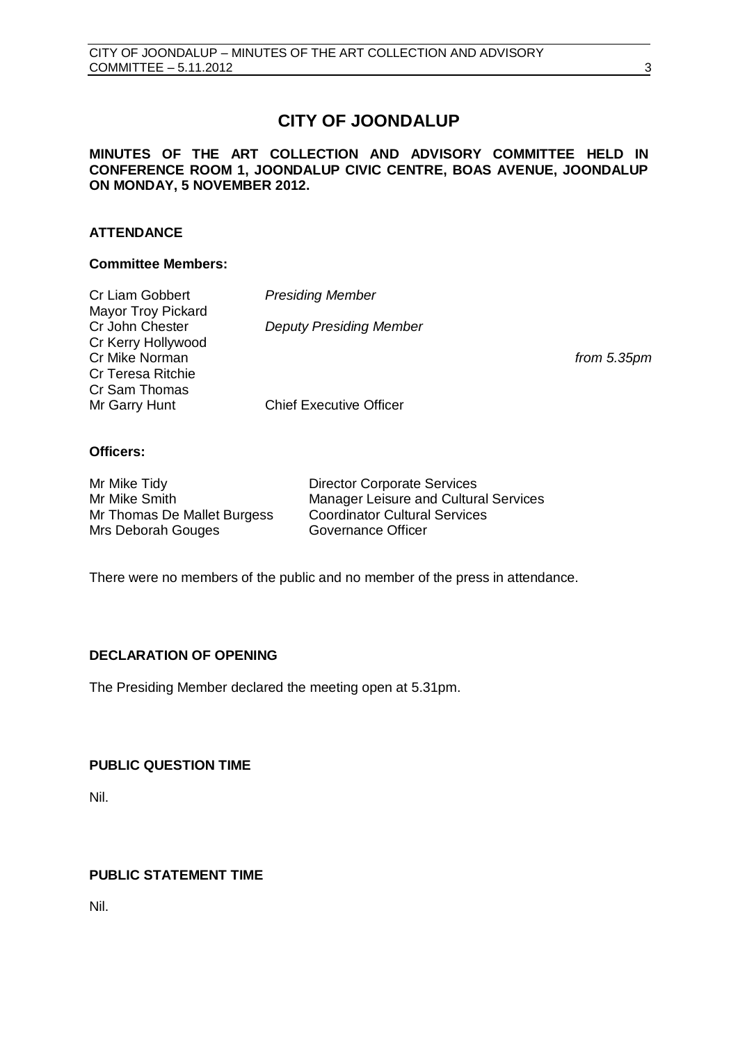# CITY OF JOONDALUP

**MINUTES OF THE ART COLLECTION AND ADVISORY COMMITTEE HELD IN CONFERENCE ROOM 1, JOONDALUP CIVIC CENTRE, BOAS AVENUE, JOONDALUP ON MONDAY, 5 NOVEMBER 2012.**

## ATTENDANCE

### Committee Members:

| | | |
|---|---|---|
| Cr Liam Gobbert | *Presiding Member* | |
| Mayor Troy Pickard | | |
| Cr John Chester | *Deputy Presiding Member* | |
| Cr Kerry Hollywood | | |
| Cr Mike Norman | | *from 5.35pm* |
| Cr Teresa Ritchie | | |
| Cr Sam Thomas | | |
| Mr Garry Hunt | Chief Executive Officer | |

### Officers:

| | |
|---|---|
| Mr Mike Tidy | Director Corporate Services |
| Mr Mike Smith | Manager Leisure and Cultural Services |
| Mr Thomas De Mallet Burgess | Coordinator Cultural Services |
| Mrs Deborah Gouges | Governance Officer |

There were no members of the public and no member of the press in attendance.

## DECLARATION OF OPENING

The Presiding Member declared the meeting open at 5.31pm.

## PUBLIC QUESTION TIME

Nil.

## PUBLIC STATEMENT TIME

Nil.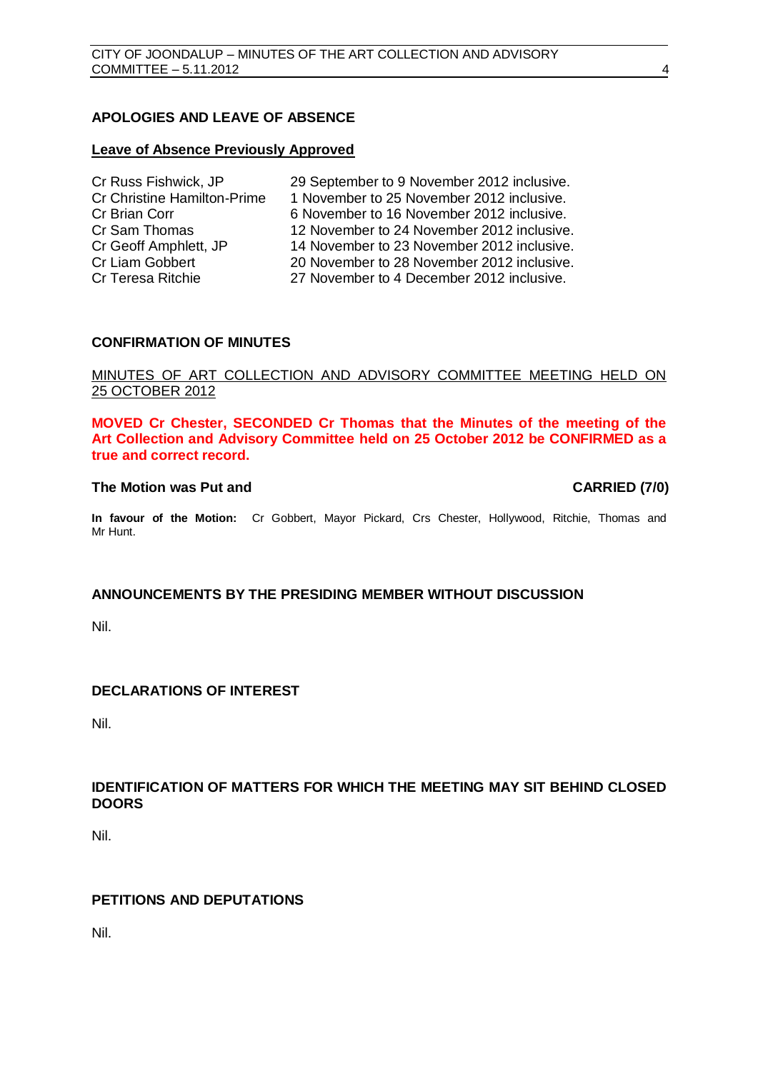## APOLOGIES AND LEAVE OF ABSENCE

**Leave of Absence Previously Approved**

| | |
|---|---|
| Cr Russ Fishwick, JP | 29 September to 9 November 2012 inclusive. |
| Cr Christine Hamilton-Prime | 1 November to 25 November 2012 inclusive. |
| Cr Brian Corr | 6 November to 16 November 2012 inclusive. |
| Cr Sam Thomas | 12 November to 24 November 2012 inclusive. |
| Cr Geoff Amphlett, JP | 14 November to 23 November 2012 inclusive. |
| Cr Liam Gobbert | 20 November to 28 November 2012 inclusive. |
| Cr Teresa Ritchie | 27 November to 4 December 2012 inclusive. |

## CONFIRMATION OF MINUTES

MINUTES OF ART COLLECTION AND ADVISORY COMMITTEE MEETING HELD ON 25 OCTOBER 2012

**MOVED Cr Chester, SECONDED Cr Thomas that the Minutes of the meeting of the Art Collection and Advisory Committee held on 25 October 2012 be CONFIRMED as a true and correct record.**

**The Motion was Put and CARRIED (7/0)**

**In favour of the Motion:** Cr Gobbert, Mayor Pickard, Crs Chester, Hollywood, Ritchie, Thomas and Mr Hunt.

## ANNOUNCEMENTS BY THE PRESIDING MEMBER WITHOUT DISCUSSION

Nil.

## DECLARATIONS OF INTEREST

Nil.

## IDENTIFICATION OF MATTERS FOR WHICH THE MEETING MAY SIT BEHIND CLOSED DOORS

Nil.

## PETITIONS AND DEPUTATIONS

Nil.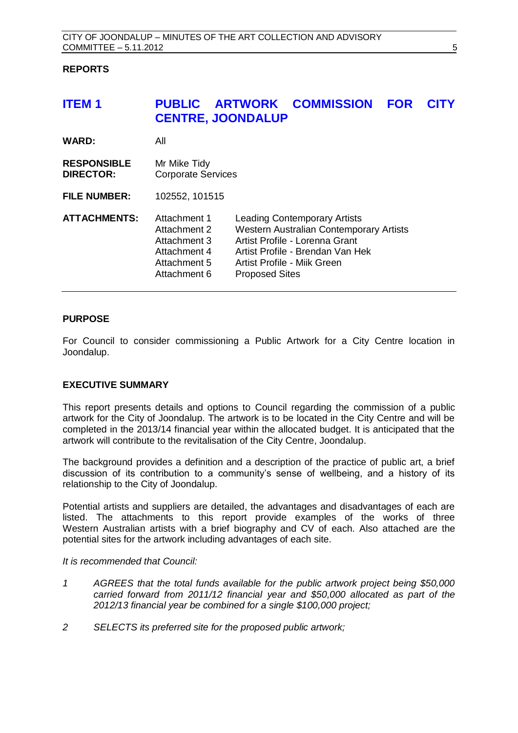## REPORTS

# ITEM 1 PUBLIC ARTWORK COMMISSION FOR CITY CENTRE, JOONDALUP

**WARD:** All

**RESPONSIBLE DIRECTOR:** Mr Mike Tidy
Corporate Services

**FILE NUMBER:** 102552, 101515

**ATTACHMENTS:**

| | | |
|---|---|---|
| | Attachment 1 | Leading Contemporary Artists |
| | Attachment 2 | Western Australian Contemporary Artists |
| | Attachment 3 | Artist Profile - Lorenna Grant |
| | Attachment 4 | Artist Profile - Brendan Van Hek |
| | Attachment 5 | Artist Profile - Miik Green |
| | Attachment 6 | Proposed Sites |

---

### PURPOSE

For Council to consider commissioning a Public Artwork for a City Centre location in Joondalup.

### EXECUTIVE SUMMARY

This report presents details and options to Council regarding the commission of a public artwork for the City of Joondalup. The artwork is to be located in the City Centre and will be completed in the 2013/14 financial year within the allocated budget. It is anticipated that the artwork will contribute to the revitalisation of the City Centre, Joondalup.

The background provides a definition and a description of the practice of public art, a brief discussion of its contribution to a community's sense of wellbeing, and a history of its relationship to the City of Joondalup.

Potential artists and suppliers are detailed, the advantages and disadvantages of each are listed. The attachments to this report provide examples of the works of three Western Australian artists with a brief biography and CV of each. Also attached are the potential sites for the artwork including advantages of each site.

*It is recommended that Council:*

*1 AGREES that the total funds available for the public artwork project being $50,000 carried forward from 2011/12 financial year and $50,000 allocated as part of the 2012/13 financial year be combined for a single $100,000 project;*

*2 SELECTS its preferred site for the proposed public artwork;*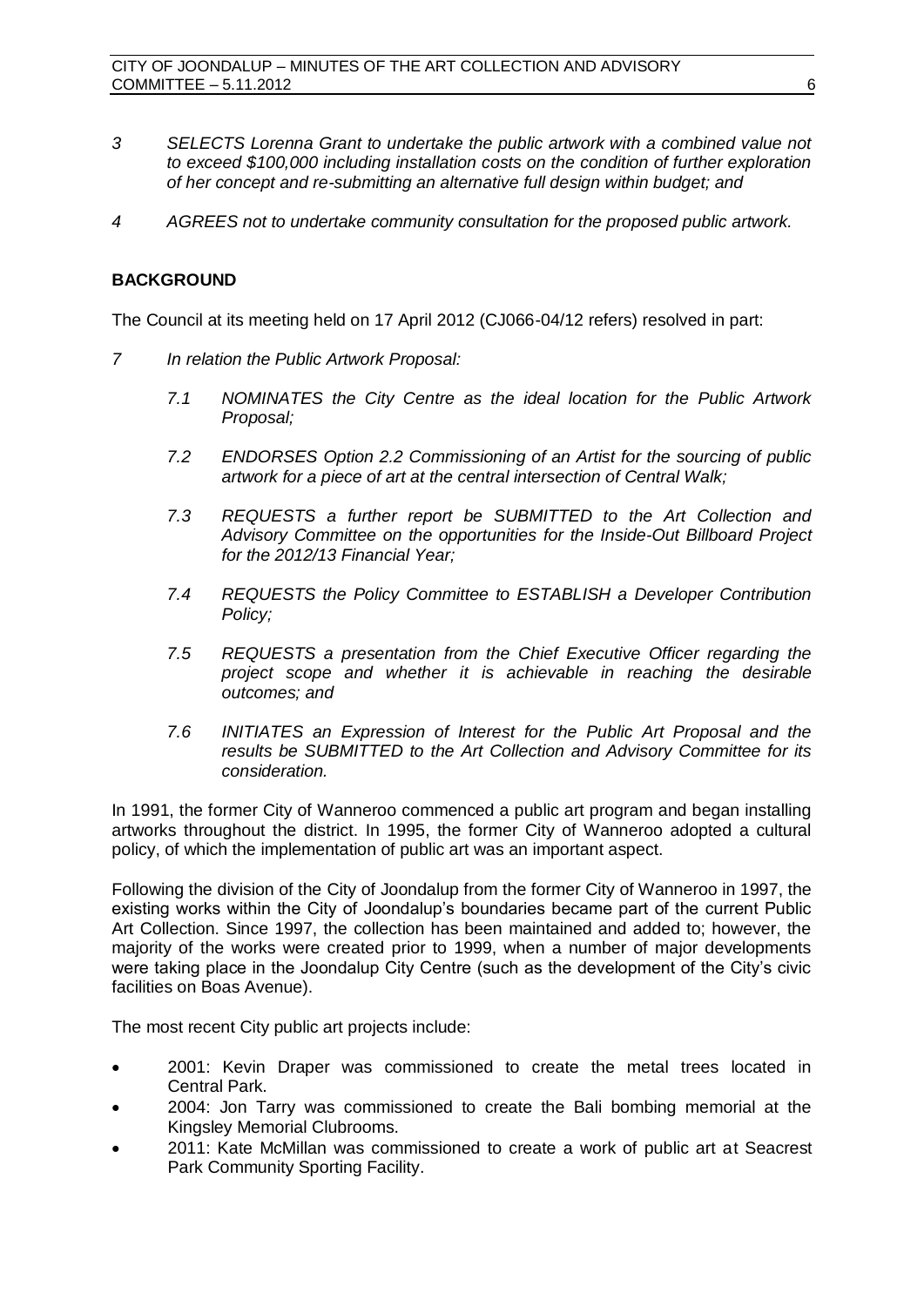*3 SELECTS Lorenna Grant to undertake the public artwork with a combined value not to exceed $100,000 including installation costs on the condition of further exploration of her concept and re-submitting an alternative full design within budget; and*

*4 AGREES not to undertake community consultation for the proposed public artwork.*

## BACKGROUND

The Council at its meeting held on 17 April 2012 (CJ066-04/12 refers) resolved in part:

*7 In relation the Public Artwork Proposal:*

*7.1 NOMINATES the City Centre as the ideal location for the Public Artwork Proposal;*

*7.2 ENDORSES Option 2.2 Commissioning of an Artist for the sourcing of public artwork for a piece of art at the central intersection of Central Walk;*

*7.3 REQUESTS a further report be SUBMITTED to the Art Collection and Advisory Committee on the opportunities for the Inside-Out Billboard Project for the 2012/13 Financial Year;*

*7.4 REQUESTS the Policy Committee to ESTABLISH a Developer Contribution Policy;*

*7.5 REQUESTS a presentation from the Chief Executive Officer regarding the project scope and whether it is achievable in reaching the desirable outcomes; and*

*7.6 INITIATES an Expression of Interest for the Public Art Proposal and the results be SUBMITTED to the Art Collection and Advisory Committee for its consideration.*

In 1991, the former City of Wanneroo commenced a public art program and began installing artworks throughout the district. In 1995, the former City of Wanneroo adopted a cultural policy, of which the implementation of public art was an important aspect.

Following the division of the City of Joondalup from the former City of Wanneroo in 1997, the existing works within the City of Joondalup's boundaries became part of the current Public Art Collection. Since 1997, the collection has been maintained and added to; however, the majority of the works were created prior to 1999, when a number of major developments were taking place in the Joondalup City Centre (such as the development of the City's civic facilities on Boas Avenue).

The most recent City public art projects include:

- 2001: Kevin Draper was commissioned to create the metal trees located in Central Park.
- 2004: Jon Tarry was commissioned to create the Bali bombing memorial at the Kingsley Memorial Clubrooms.
- 2011: Kate McMillan was commissioned to create a work of public art at Seacrest Park Community Sporting Facility.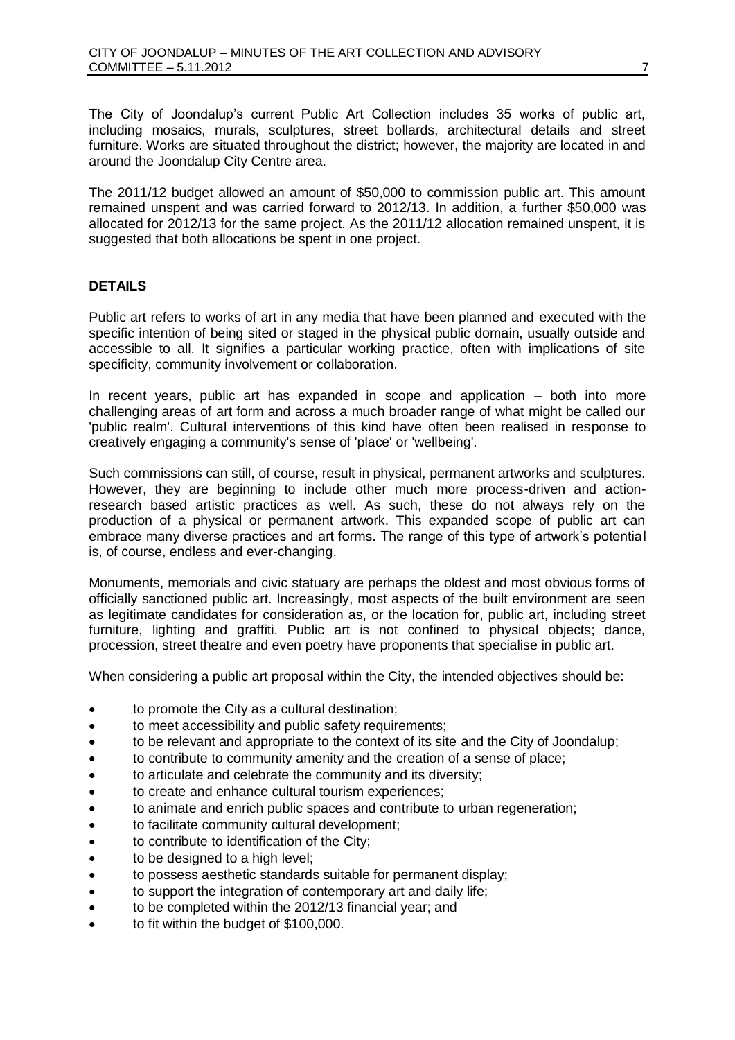The City of Joondalup's current Public Art Collection includes 35 works of public art, including mosaics, murals, sculptures, street bollards, architectural details and street furniture. Works are situated throughout the district; however, the majority are located in and around the Joondalup City Centre area.

The 2011/12 budget allowed an amount of $50,000 to commission public art. This amount remained unspent and was carried forward to 2012/13. In addition, a further $50,000 was allocated for 2012/13 for the same project. As the 2011/12 allocation remained unspent, it is suggested that both allocations be spent in one project.

## DETAILS

Public art refers to works of art in any media that have been planned and executed with the specific intention of being sited or staged in the physical public domain, usually outside and accessible to all. It signifies a particular working practice, often with implications of site specificity, community involvement or collaboration.

In recent years, public art has expanded in scope and application – both into more challenging areas of art form and across a much broader range of what might be called our 'public realm'. Cultural interventions of this kind have often been realised in response to creatively engaging a community's sense of 'place' or 'wellbeing'.

Such commissions can still, of course, result in physical, permanent artworks and sculptures. However, they are beginning to include other much more process-driven and action-research based artistic practices as well. As such, these do not always rely on the production of a physical or permanent artwork. This expanded scope of public art can embrace many diverse practices and art forms. The range of this type of artwork's potential is, of course, endless and ever-changing.

Monuments, memorials and civic statuary are perhaps the oldest and most obvious forms of officially sanctioned public art. Increasingly, most aspects of the built environment are seen as legitimate candidates for consideration as, or the location for, public art, including street furniture, lighting and graffiti. Public art is not confined to physical objects; dance, procession, street theatre and even poetry have proponents that specialise in public art.

When considering a public art proposal within the City, the intended objectives should be:

- to promote the City as a cultural destination;
- to meet accessibility and public safety requirements;
- to be relevant and appropriate to the context of its site and the City of Joondalup;
- to contribute to community amenity and the creation of a sense of place;
- to articulate and celebrate the community and its diversity;
- to create and enhance cultural tourism experiences;
- to animate and enrich public spaces and contribute to urban regeneration;
- to facilitate community cultural development;
- to contribute to identification of the City;
- to be designed to a high level;
- to possess aesthetic standards suitable for permanent display;
- to support the integration of contemporary art and daily life;
- to be completed within the 2012/13 financial year; and
- to fit within the budget of $100,000.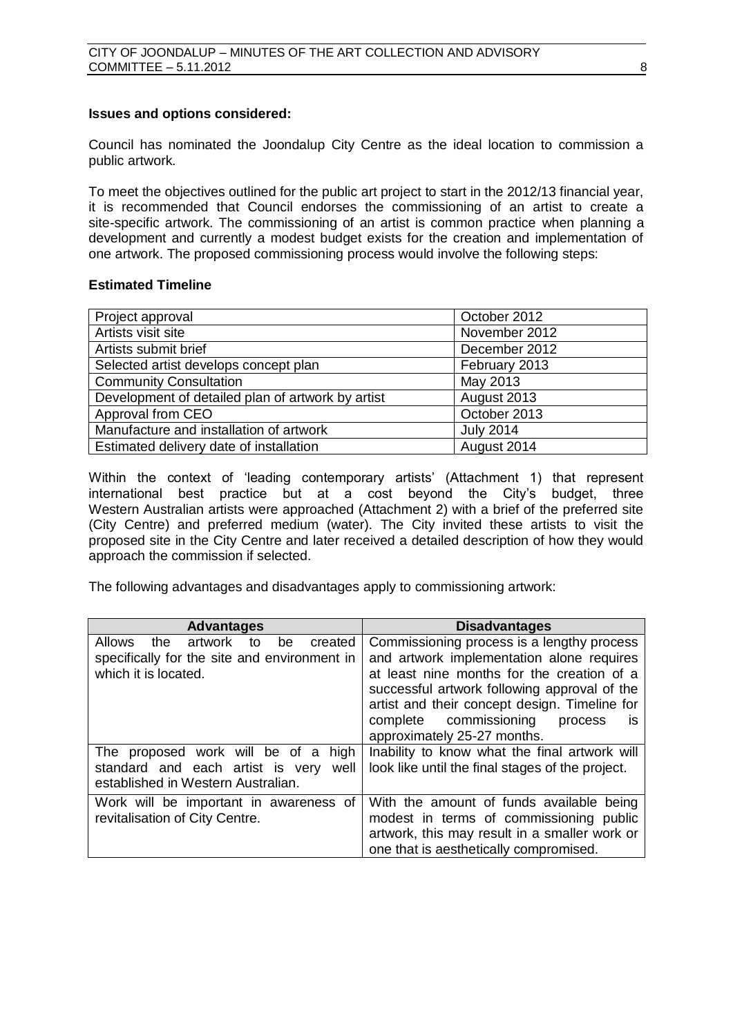**Issues and options considered:**

Council has nominated the Joondalup City Centre as the ideal location to commission a public artwork.

To meet the objectives outlined for the public art project to start in the 2012/13 financial year, it is recommended that Council endorses the commissioning of an artist to create a site-specific artwork. The commissioning of an artist is common practice when planning a development and currently a modest budget exists for the creation and implementation of one artwork. The proposed commissioning process would involve the following steps:

**Estimated Timeline**

| | |
|---|---|
| Project approval | October 2012 |
| Artists visit site | November 2012 |
| Artists submit brief | December 2012 |
| Selected artist develops concept plan | February 2013 |
| Community Consultation | May 2013 |
| Development of detailed plan of artwork by artist | August 2013 |
| Approval from CEO | October 2013 |
| Manufacture and installation of artwork | July 2014 |
| Estimated delivery date of installation | August 2014 |

Within the context of 'leading contemporary artists' (Attachment 1) that represent international best practice but at a cost beyond the City's budget, three Western Australian artists were approached (Attachment 2) with a brief of the preferred site (City Centre) and preferred medium (water). The City invited these artists to visit the proposed site in the City Centre and later received a detailed description of how they would approach the commission if selected.

The following advantages and disadvantages apply to commissioning artwork:

| Advantages | Disadvantages |
|---|---|
| Allows the artwork to be created specifically for the site and environment in which it is located. | Commissioning process is a lengthy process and artwork implementation alone requires at least nine months for the creation of a successful artwork following approval of the artist and their concept design. Timeline for complete commissioning process is approximately 25-27 months. |
| The proposed work will be of a high standard and each artist is very well established in Western Australian. | Inability to know what the final artwork will look like until the final stages of the project. |
| Work will be important in awareness of revitalisation of City Centre. | With the amount of funds available being modest in terms of commissioning public artwork, this may result in a smaller work or one that is aesthetically compromised. |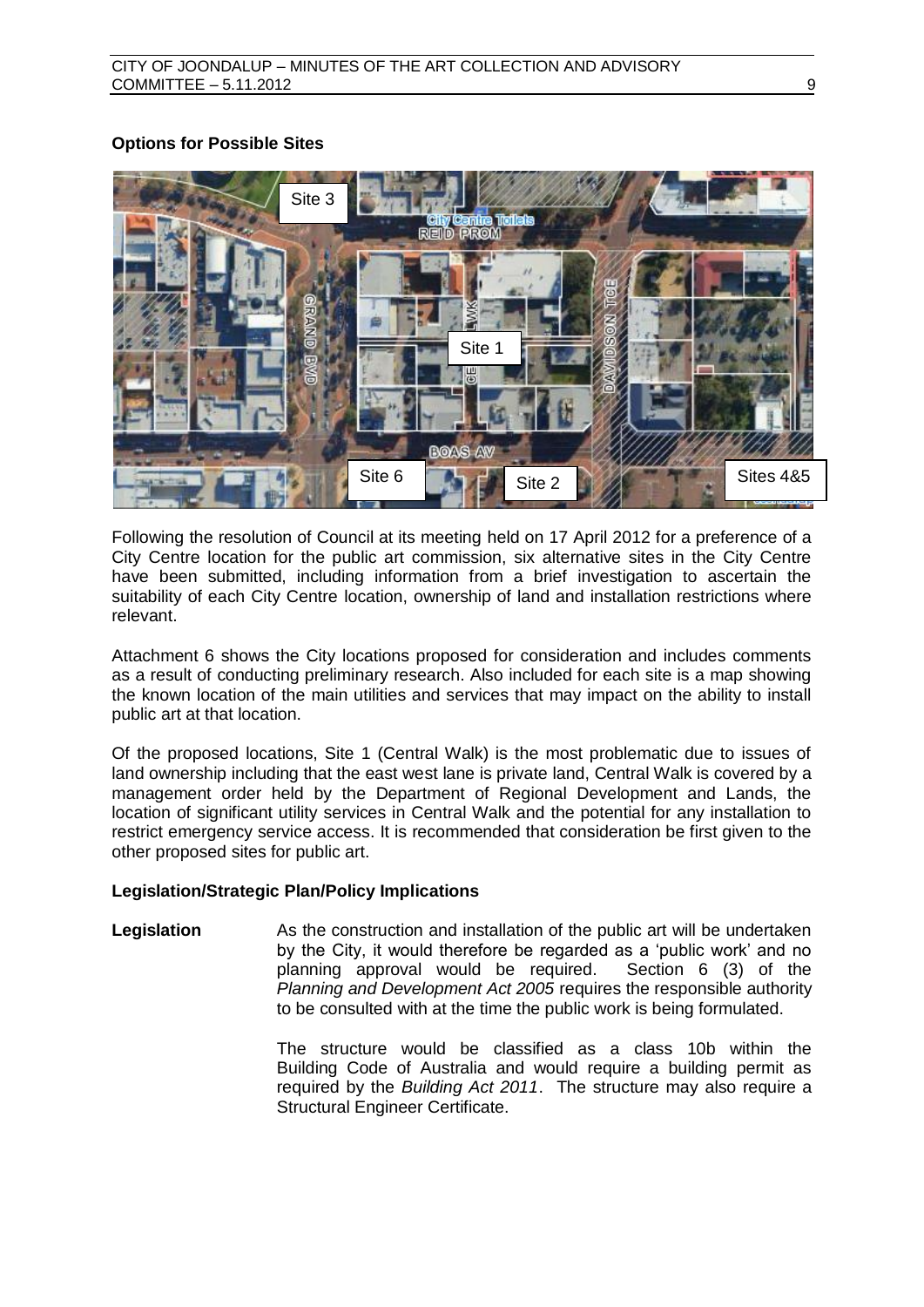**Options for Possible Sites**

Following the resolution of Council at its meeting held on 17 April 2012 for a preference of a City Centre location for the public art commission, six alternative sites in the City Centre have been submitted, including information from a brief investigation to ascertain the suitability of each City Centre location, ownership of land and installation restrictions where relevant.

Attachment 6 shows the City locations proposed for consideration and includes comments as a result of conducting preliminary research. Also included for each site is a map showing the known location of the main utilities and services that may impact on the ability to install public art at that location.

Of the proposed locations, Site 1 (Central Walk) is the most problematic due to issues of land ownership including that the east west lane is private land, Central Walk is covered by a management order held by the Department of Regional Development and Lands, the location of significant utility services in Central Walk and the potential for any installation to restrict emergency service access. It is recommended that consideration be first given to the other proposed sites for public art.

**Legislation/Strategic Plan/Policy Implications**

**Legislation** As the construction and installation of the public art will be undertaken by the City, it would therefore be regarded as a 'public work' and no planning approval would be required. Section 6 (3) of the *Planning and Development Act 2005* requires the responsible authority to be consulted with at the time the public work is being formulated.

The structure would be classified as a class 10b within the Building Code of Australia and would require a building permit as required by the *Building Act 2011*. The structure may also require a Structural Engineer Certificate.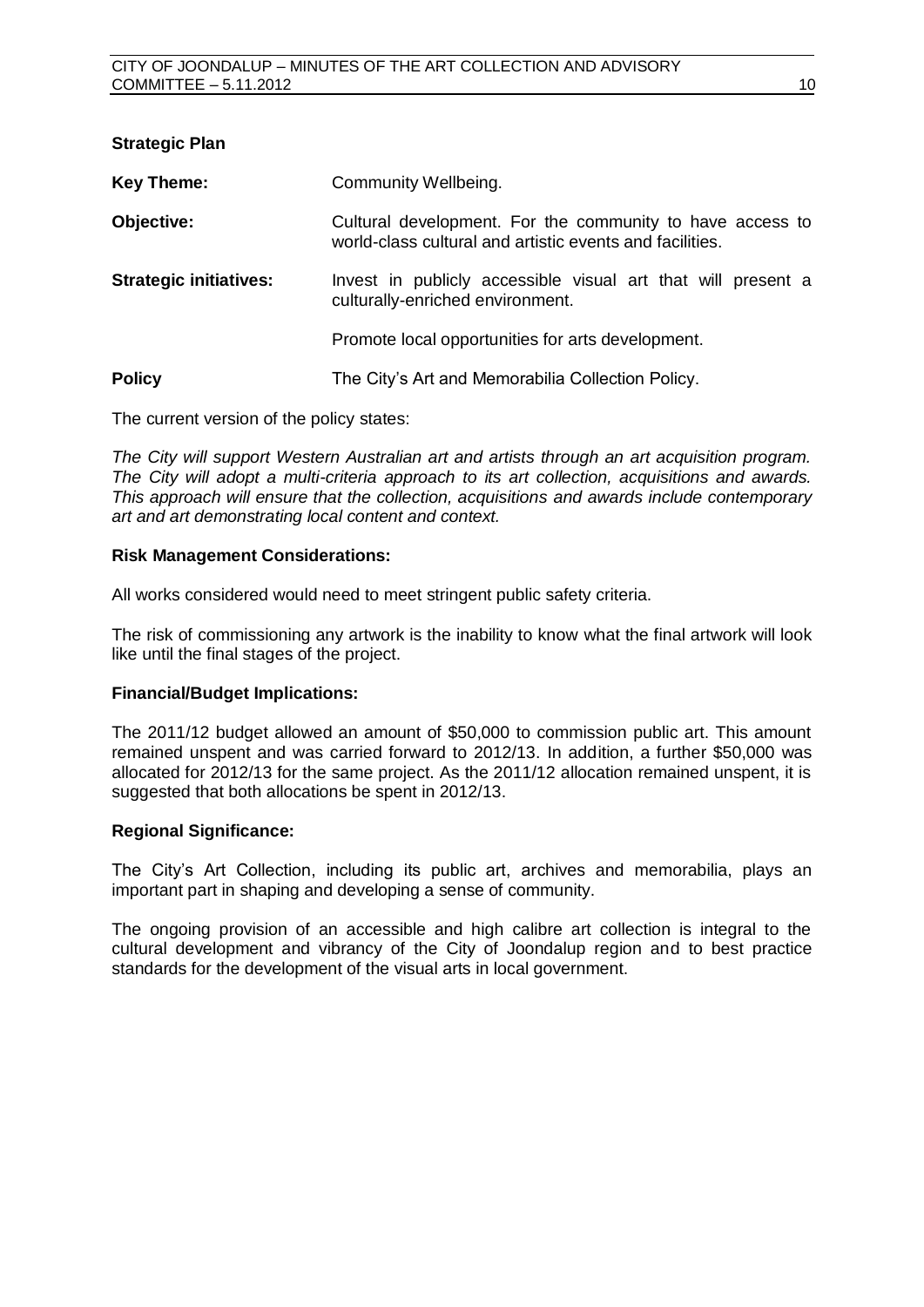**Strategic Plan**

**Key Theme:** Community Wellbeing.

**Objective:** Cultural development. For the community to have access to world-class cultural and artistic events and facilities.

**Strategic initiatives:** Invest in publicly accessible visual art that will present a culturally-enriched environment.

Promote local opportunities for arts development.

**Policy** The City's Art and Memorabilia Collection Policy.

The current version of the policy states:

*The City will support Western Australian art and artists through an art acquisition program. The City will adopt a multi-criteria approach to its art collection, acquisitions and awards. This approach will ensure that the collection, acquisitions and awards include contemporary art and art demonstrating local content and context.*

**Risk Management Considerations:**

All works considered would need to meet stringent public safety criteria.

The risk of commissioning any artwork is the inability to know what the final artwork will look like until the final stages of the project.

**Financial/Budget Implications:**

The 2011/12 budget allowed an amount of $50,000 to commission public art. This amount remained unspent and was carried forward to 2012/13. In addition, a further $50,000 was allocated for 2012/13 for the same project. As the 2011/12 allocation remained unspent, it is suggested that both allocations be spent in 2012/13.

**Regional Significance:**

The City's Art Collection, including its public art, archives and memorabilia, plays an important part in shaping and developing a sense of community.

The ongoing provision of an accessible and high calibre art collection is integral to the cultural development and vibrancy of the City of Joondalup region and to best practice standards for the development of the visual arts in local government.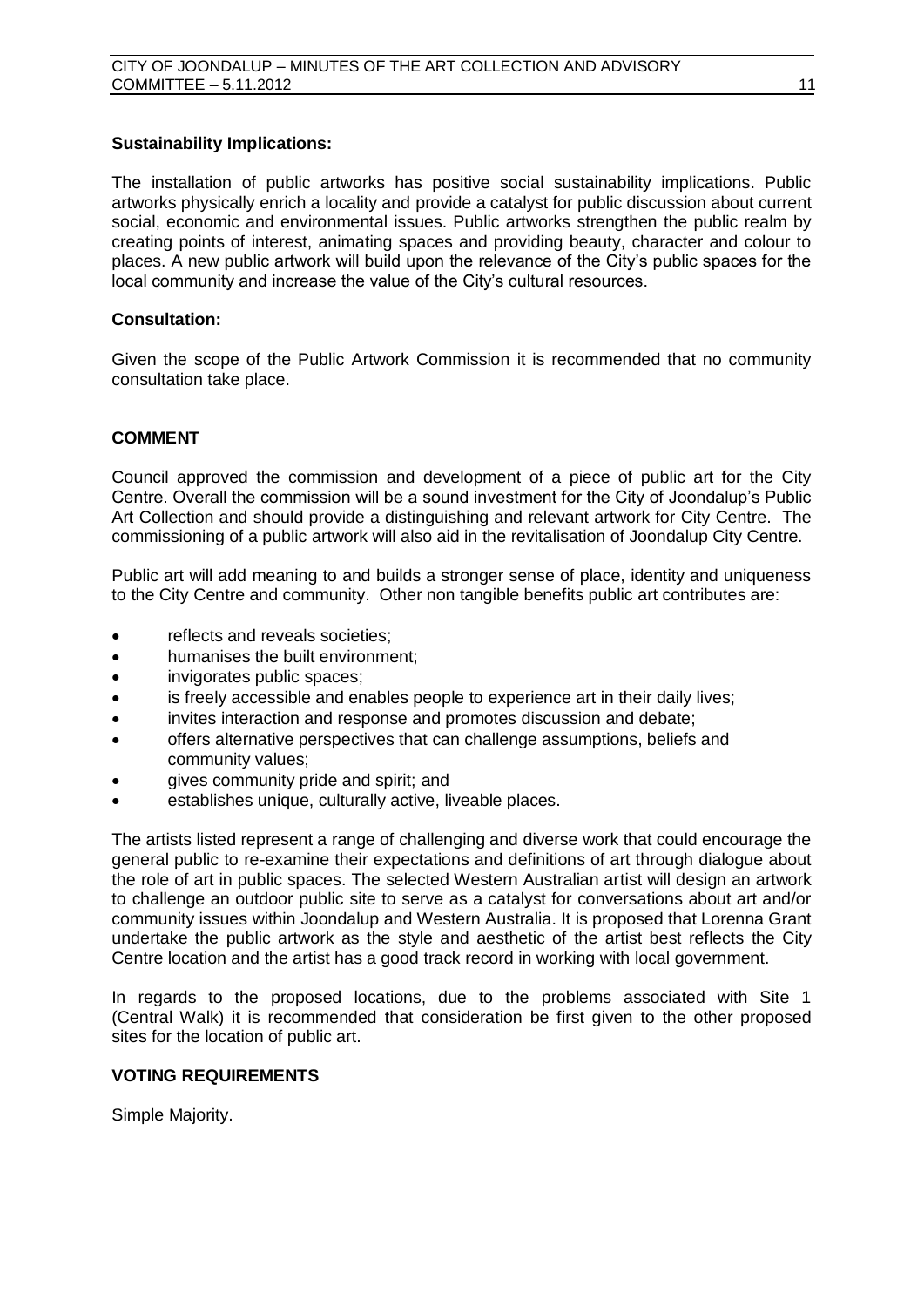**Sustainability Implications:**

The installation of public artworks has positive social sustainability implications. Public artworks physically enrich a locality and provide a catalyst for public discussion about current social, economic and environmental issues. Public artworks strengthen the public realm by creating points of interest, animating spaces and providing beauty, character and colour to places. A new public artwork will build upon the relevance of the City's public spaces for the local community and increase the value of the City's cultural resources.

**Consultation:**

Given the scope of the Public Artwork Commission it is recommended that no community consultation take place.

## COMMENT

Council approved the commission and development of a piece of public art for the City Centre. Overall the commission will be a sound investment for the City of Joondalup's Public Art Collection and should provide a distinguishing and relevant artwork for City Centre. The commissioning of a public artwork will also aid in the revitalisation of Joondalup City Centre.

Public art will add meaning to and builds a stronger sense of place, identity and uniqueness to the City Centre and community. Other non tangible benefits public art contributes are:

- reflects and reveals societies;
- humanises the built environment;
- invigorates public spaces;
- is freely accessible and enables people to experience art in their daily lives;
- invites interaction and response and promotes discussion and debate;
- offers alternative perspectives that can challenge assumptions, beliefs and community values;
- gives community pride and spirit; and
- establishes unique, culturally active, liveable places.

The artists listed represent a range of challenging and diverse work that could encourage the general public to re-examine their expectations and definitions of art through dialogue about the role of art in public spaces. The selected Western Australian artist will design an artwork to challenge an outdoor public site to serve as a catalyst for conversations about art and/or community issues within Joondalup and Western Australia. It is proposed that Lorenna Grant undertake the public artwork as the style and aesthetic of the artist best reflects the City Centre location and the artist has a good track record in working with local government.

In regards to the proposed locations, due to the problems associated with Site 1 (Central Walk) it is recommended that consideration be first given to the other proposed sites for the location of public art.

## VOTING REQUIREMENTS

Simple Majority.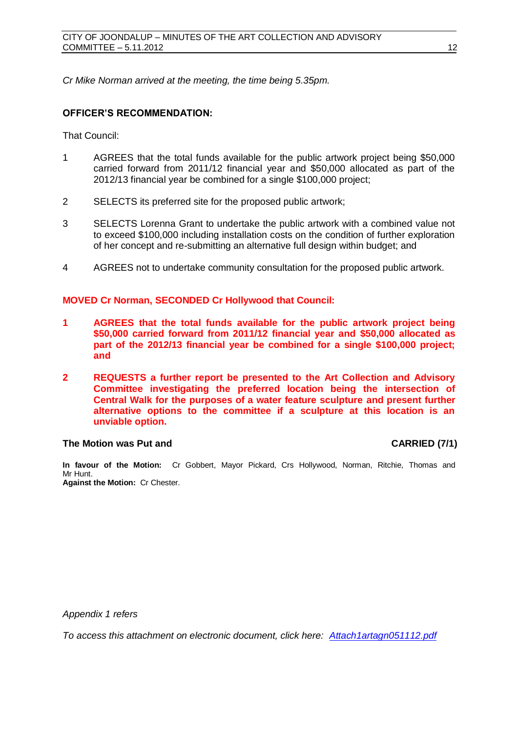*Cr Mike Norman arrived at the meeting, the time being 5.35pm.*

**OFFICER'S RECOMMENDATION:**

That Council:

1. AGREES that the total funds available for the public artwork project being $50,000 carried forward from 2011/12 financial year and $50,000 allocated as part of the 2012/13 financial year be combined for a single $100,000 project;

2. SELECTS its preferred site for the proposed public artwork;

3. SELECTS Lorenna Grant to undertake the public artwork with a combined value not to exceed $100,000 including installation costs on the condition of further exploration of her concept and re-submitting an alternative full design within budget; and

4. AGREES not to undertake community consultation for the proposed public artwork.

**MOVED Cr Norman, SECONDED Cr Hollywood that Council:**

**1. AGREES that the total funds available for the public artwork project being $50,000 carried forward from 2011/12 financial year and $50,000 allocated as part of the 2012/13 financial year be combined for a single $100,000 project; and**

**2. REQUESTS a further report be presented to the Art Collection and Advisory Committee investigating the preferred location being the intersection of Central Walk for the purposes of a water feature sculpture and present further alternative options to the committee if a sculpture at this location is an unviable option.**

**The Motion was Put and CARRIED (7/1)**

**In favour of the Motion:** Cr Gobbert, Mayor Pickard, Crs Hollywood, Norman, Ritchie, Thomas and Mr Hunt.
**Against the Motion:** Cr Chester.

*Appendix 1 refers*

*To access this attachment on electronic document, click here: Attach1artagn051112.pdf*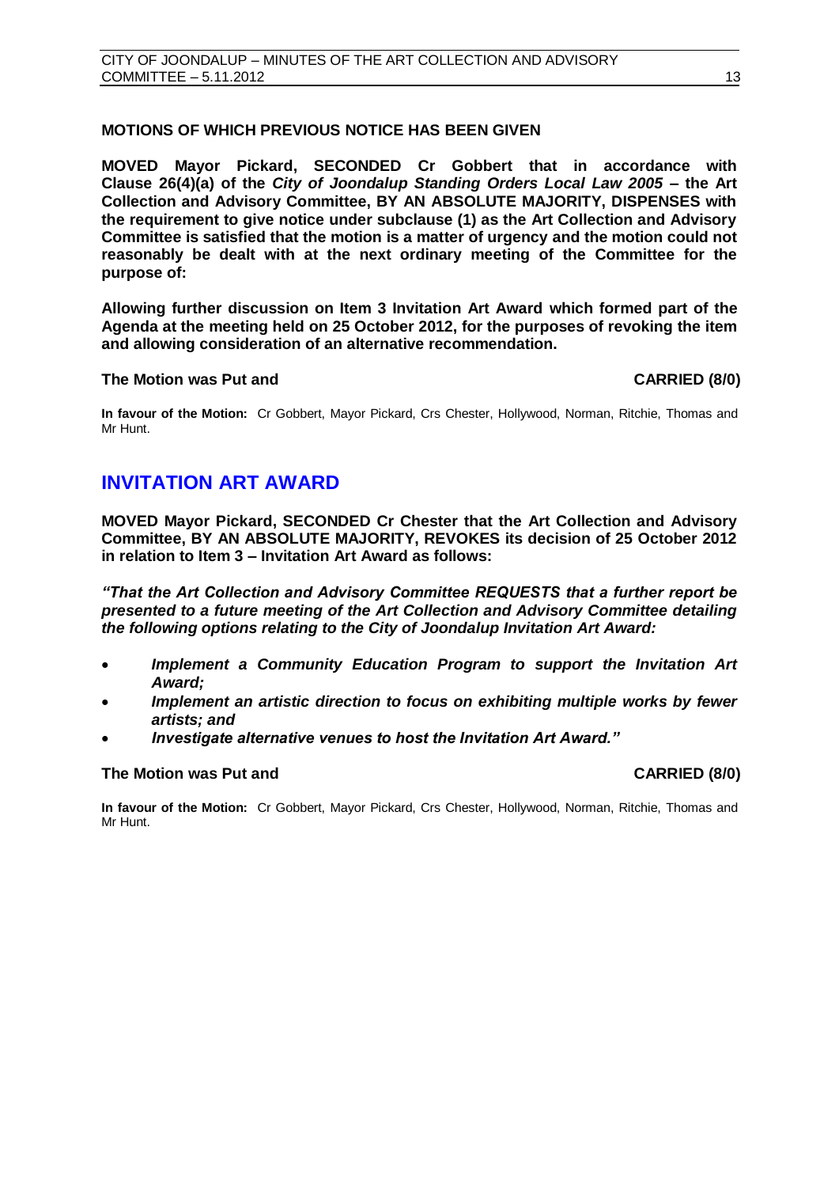**MOTIONS OF WHICH PREVIOUS NOTICE HAS BEEN GIVEN**

**MOVED Mayor Pickard, SECONDED Cr Gobbert that in accordance with Clause 26(4)(a) of the *City of Joondalup Standing Orders Local Law 2005* – the Art Collection and Advisory Committee, BY AN ABSOLUTE MAJORITY, DISPENSES with the requirement to give notice under subclause (1) as the Art Collection and Advisory Committee is satisfied that the motion is a matter of urgency and the motion could not reasonably be dealt with at the next ordinary meeting of the Committee for the purpose of:**

**Allowing further discussion on Item 3 Invitation Art Award which formed part of the Agenda at the meeting held on 25 October 2012, for the purposes of revoking the item and allowing consideration of an alternative recommendation.**

**The Motion was Put and CARRIED (8/0)**

**In favour of the Motion:** Cr Gobbert, Mayor Pickard, Crs Chester, Hollywood, Norman, Ritchie, Thomas and Mr Hunt.

## INVITATION ART AWARD

**MOVED Mayor Pickard, SECONDED Cr Chester that the Art Collection and Advisory Committee, BY AN ABSOLUTE MAJORITY, REVOKES its decision of 25 October 2012 in relation to Item 3 – Invitation Art Award as follows:**

***"That the Art Collection and Advisory Committee REQUESTS that a further report be presented to a future meeting of the Art Collection and Advisory Committee detailing the following options relating to the City of Joondalup Invitation Art Award:***

- ***Implement a Community Education Program to support the Invitation Art Award;***
- ***Implement an artistic direction to focus on exhibiting multiple works by fewer artists; and***
- ***Investigate alternative venues to host the Invitation Art Award."***

**The Motion was Put and CARRIED (8/0)**

**In favour of the Motion:** Cr Gobbert, Mayor Pickard, Crs Chester, Hollywood, Norman, Ritchie, Thomas and Mr Hunt.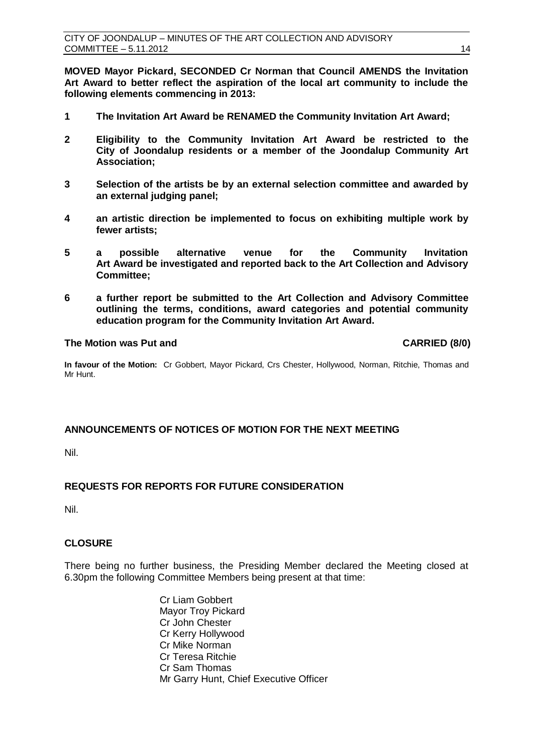**MOVED Mayor Pickard, SECONDED Cr Norman that Council AMENDS the Invitation Art Award to better reflect the aspiration of the local art community to include the following elements commencing in 2013:**

1. **The Invitation Art Award be RENAMED the Community Invitation Art Award;**

2. **Eligibility to the Community Invitation Art Award be restricted to the City of Joondalup residents or a member of the Joondalup Community Art Association;**

3. **Selection of the artists be by an external selection committee and awarded by an external judging panel;**

4. **an artistic direction be implemented to focus on exhibiting multiple work by fewer artists;**

5. **a possible alternative venue for the Community Invitation Art Award be investigated and reported back to the Art Collection and Advisory Committee;**

6. **a further report be submitted to the Art Collection and Advisory Committee outlining the terms, conditions, award categories and potential community education program for the Community Invitation Art Award.**

**The Motion was Put and CARRIED (8/0)**

**In favour of the Motion:** Cr Gobbert, Mayor Pickard, Crs Chester, Hollywood, Norman, Ritchie, Thomas and Mr Hunt.

## ANNOUNCEMENTS OF NOTICES OF MOTION FOR THE NEXT MEETING

Nil.

## REQUESTS FOR REPORTS FOR FUTURE CONSIDERATION

Nil.

## CLOSURE

There being no further business, the Presiding Member declared the Meeting closed at 6.30pm the following Committee Members being present at that time:

Cr Liam Gobbert
Mayor Troy Pickard
Cr John Chester
Cr Kerry Hollywood
Cr Mike Norman
Cr Teresa Ritchie
Cr Sam Thomas
Mr Garry Hunt, Chief Executive Officer